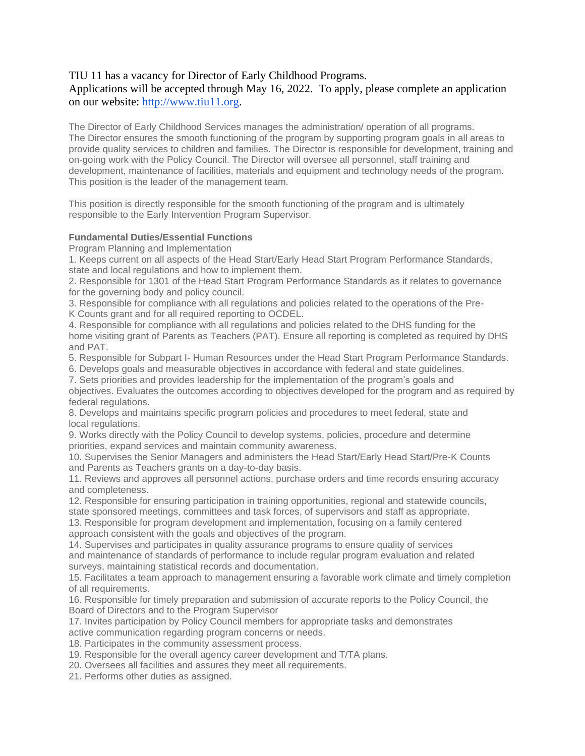TIU 11 has a vacancy for Director of Early Childhood Programs.
Applications will be accepted through May 16, 2022. To apply, please complete an application on our website: [http://www.tiu11.org](http://www.tiu11.org).

The Director of Early Childhood Services manages the administration/ operation of all programs. The Director ensures the smooth functioning of the program by supporting program goals in all areas to provide quality services to children and families. The Director is responsible for development, training and on-going work with the Policy Council. The Director will oversee all personnel, staff training and development, maintenance of facilities, materials and equipment and technology needs of the program. This position is the leader of the management team.

This position is directly responsible for the smooth functioning of the program and is ultimately responsible to the Early Intervention Program Supervisor.

**Fundamental Duties/Essential Functions**

Program Planning and Implementation

1. Keeps current on all aspects of the Head Start/Early Head Start Program Performance Standards, state and local regulations and how to implement them.
2. Responsible for 1301 of the Head Start Program Performance Standards as it relates to governance for the governing body and policy council.
3. Responsible for compliance with all regulations and policies related to the operations of the Pre-K Counts grant and for all required reporting to OCDEL.
4. Responsible for compliance with all regulations and policies related to the DHS funding for the home visiting grant of Parents as Teachers (PAT). Ensure all reporting is completed as required by DHS and PAT.
5. Responsible for Subpart I- Human Resources under the Head Start Program Performance Standards.
6. Develops goals and measurable objectives in accordance with federal and state guidelines.
7. Sets priorities and provides leadership for the implementation of the program's goals and objectives. Evaluates the outcomes according to objectives developed for the program and as required by federal regulations.
8. Develops and maintains specific program policies and procedures to meet federal, state and local regulations.
9. Works directly with the Policy Council to develop systems, policies, procedure and determine priorities, expand services and maintain community awareness.
10. Supervises the Senior Managers and administers the Head Start/Early Head Start/Pre-K Counts and Parents as Teachers grants on a day-to-day basis.
11. Reviews and approves all personnel actions, purchase orders and time records ensuring accuracy and completeness.
12. Responsible for ensuring participation in training opportunities, regional and statewide councils, state sponsored meetings, committees and task forces, of supervisors and staff as appropriate.
13. Responsible for program development and implementation, focusing on a family centered approach consistent with the goals and objectives of the program.
14. Supervises and participates in quality assurance programs to ensure quality of services and maintenance of standards of performance to include regular program evaluation and related surveys, maintaining statistical records and documentation.
15. Facilitates a team approach to management ensuring a favorable work climate and timely completion of all requirements.
16. Responsible for timely preparation and submission of accurate reports to the Policy Council, the Board of Directors and to the Program Supervisor
17. Invites participation by Policy Council members for appropriate tasks and demonstrates active communication regarding program concerns or needs.
18. Participates in the community assessment process.
19. Responsible for the overall agency career development and T/TA plans.
20. Oversees all facilities and assures they meet all requirements.
21. Performs other duties as assigned.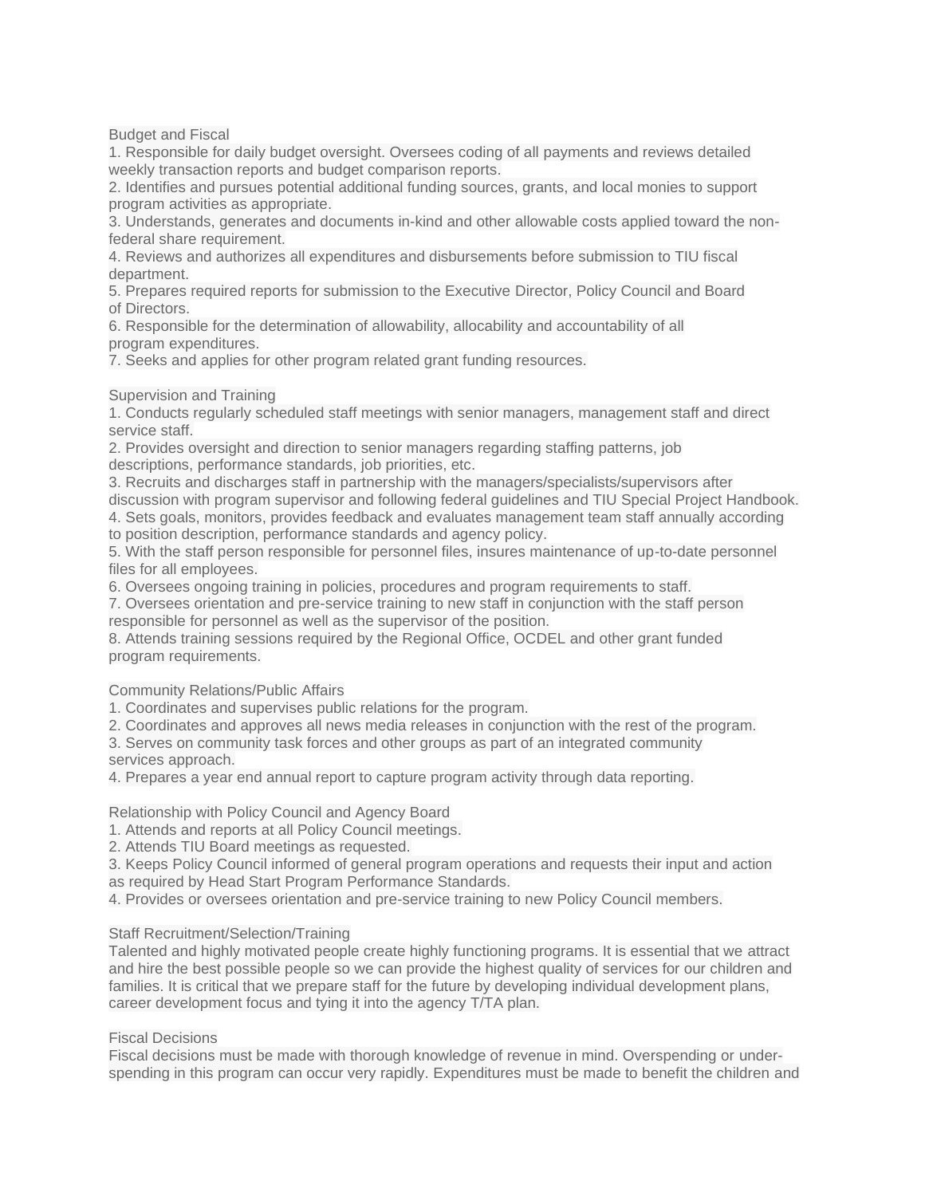## Budget and Fiscal

1. Responsible for daily budget oversight. Oversees coding of all payments and reviews detailed weekly transaction reports and budget comparison reports.
2. Identifies and pursues potential additional funding sources, grants, and local monies to support program activities as appropriate.
3. Understands, generates and documents in-kind and other allowable costs applied toward the non-federal share requirement.
4. Reviews and authorizes all expenditures and disbursements before submission to TIU fiscal department.
5. Prepares required reports for submission to the Executive Director, Policy Council and Board of Directors.
6. Responsible for the determination of allowability, allocability and accountability of all program expenditures.
7. Seeks and applies for other program related grant funding resources.

## Supervision and Training

1. Conducts regularly scheduled staff meetings with senior managers, management staff and direct service staff.
2. Provides oversight and direction to senior managers regarding staffing patterns, job descriptions, performance standards, job priorities, etc.
3. Recruits and discharges staff in partnership with the managers/specialists/supervisors after discussion with program supervisor and following federal guidelines and TIU Special Project Handbook.
4. Sets goals, monitors, provides feedback and evaluates management team staff annually according to position description, performance standards and agency policy.
5. With the staff person responsible for personnel files, insures maintenance of up-to-date personnel files for all employees.
6. Oversees ongoing training in policies, procedures and program requirements to staff.
7. Oversees orientation and pre-service training to new staff in conjunction with the staff person responsible for personnel as well as the supervisor of the position.
8. Attends training sessions required by the Regional Office, OCDEL and other grant funded program requirements.

## Community Relations/Public Affairs

1. Coordinates and supervises public relations for the program.
2. Coordinates and approves all news media releases in conjunction with the rest of the program.
3. Serves on community task forces and other groups as part of an integrated community services approach.
4. Prepares a year end annual report to capture program activity through data reporting.

## Relationship with Policy Council and Agency Board

1. Attends and reports at all Policy Council meetings.
2. Attends TIU Board meetings as requested.
3. Keeps Policy Council informed of general program operations and requests their input and action as required by Head Start Program Performance Standards.
4. Provides or oversees orientation and pre-service training to new Policy Council members.

## Staff Recruitment/Selection/Training

Talented and highly motivated people create highly functioning programs. It is essential that we attract and hire the best possible people so we can provide the highest quality of services for our children and families. It is critical that we prepare staff for the future by developing individual development plans, career development focus and tying it into the agency T/TA plan.

## Fiscal Decisions

Fiscal decisions must be made with thorough knowledge of revenue in mind. Overspending or under-spending in this program can occur very rapidly. Expenditures must be made to benefit the children and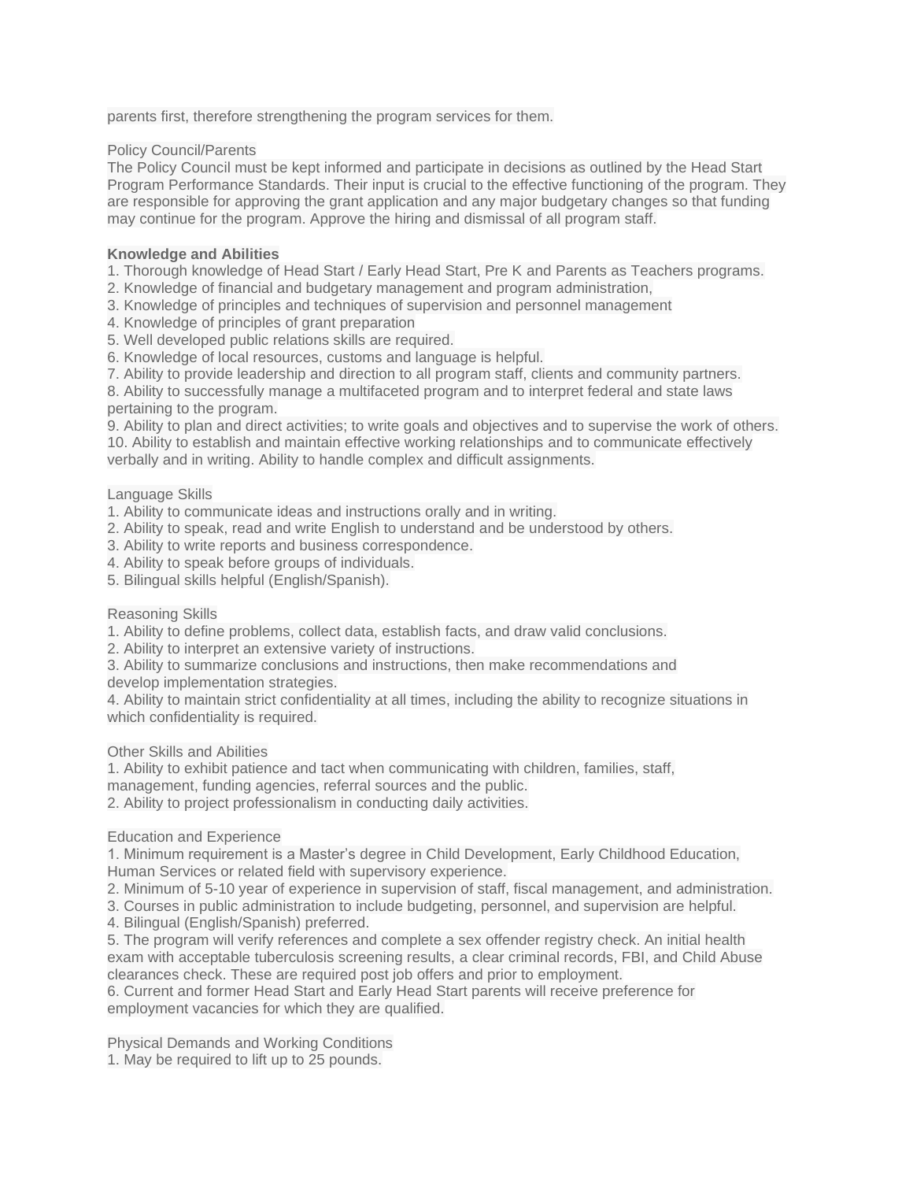parents first, therefore strengthening the program services for them.

Policy Council/Parents
The Policy Council must be kept informed and participate in decisions as outlined by the Head Start Program Performance Standards. Their input is crucial to the effective functioning of the program. They are responsible for approving the grant application and any major budgetary changes so that funding may continue for the program. Approve the hiring and dismissal of all program staff.

**Knowledge and Abilities**

1. Thorough knowledge of Head Start / Early Head Start, Pre K and Parents as Teachers programs.
2. Knowledge of financial and budgetary management and program administration,
3. Knowledge of principles and techniques of supervision and personnel management
4. Knowledge of principles of grant preparation
5. Well developed public relations skills are required.
6. Knowledge of local resources, customs and language is helpful.
7. Ability to provide leadership and direction to all program staff, clients and community partners.
8. Ability to successfully manage a multifaceted program and to interpret federal and state laws pertaining to the program.
9. Ability to plan and direct activities; to write goals and objectives and to supervise the work of others.
10. Ability to establish and maintain effective working relationships and to communicate effectively verbally and in writing. Ability to handle complex and difficult assignments.

Language Skills

1. Ability to communicate ideas and instructions orally and in writing.
2. Ability to speak, read and write English to understand and be understood by others.
3. Ability to write reports and business correspondence.
4. Ability to speak before groups of individuals.
5. Bilingual skills helpful (English/Spanish).

Reasoning Skills

1. Ability to define problems, collect data, establish facts, and draw valid conclusions.
2. Ability to interpret an extensive variety of instructions.
3. Ability to summarize conclusions and instructions, then make recommendations and develop implementation strategies.
4. Ability to maintain strict confidentiality at all times, including the ability to recognize situations in which confidentiality is required.

Other Skills and Abilities

1. Ability to exhibit patience and tact when communicating with children, families, staff, management, funding agencies, referral sources and the public.
2. Ability to project professionalism in conducting daily activities.

Education and Experience

1. Minimum requirement is a Master's degree in Child Development, Early Childhood Education, Human Services or related field with supervisory experience.
2. Minimum of 5-10 year of experience in supervision of staff, fiscal management, and administration.
3. Courses in public administration to include budgeting, personnel, and supervision are helpful.
4. Bilingual (English/Spanish) preferred.
5. The program will verify references and complete a sex offender registry check. An initial health exam with acceptable tuberculosis screening results, a clear criminal records, FBI, and Child Abuse clearances check. These are required post job offers and prior to employment.
6. Current and former Head Start and Early Head Start parents will receive preference for employment vacancies for which they are qualified.

Physical Demands and Working Conditions

1. May be required to lift up to 25 pounds.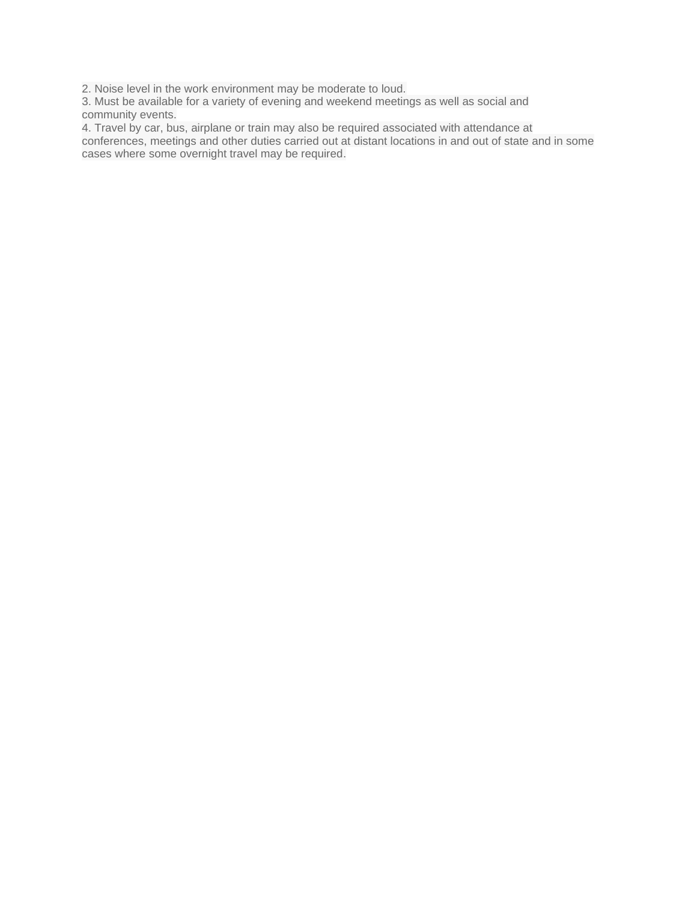2. Noise level in the work environment may be moderate to loud.
3. Must be available for a variety of evening and weekend meetings as well as social and community events.
4. Travel by car, bus, airplane or train may also be required associated with attendance at conferences, meetings and other duties carried out at distant locations in and out of state and in some cases where some overnight travel may be required.